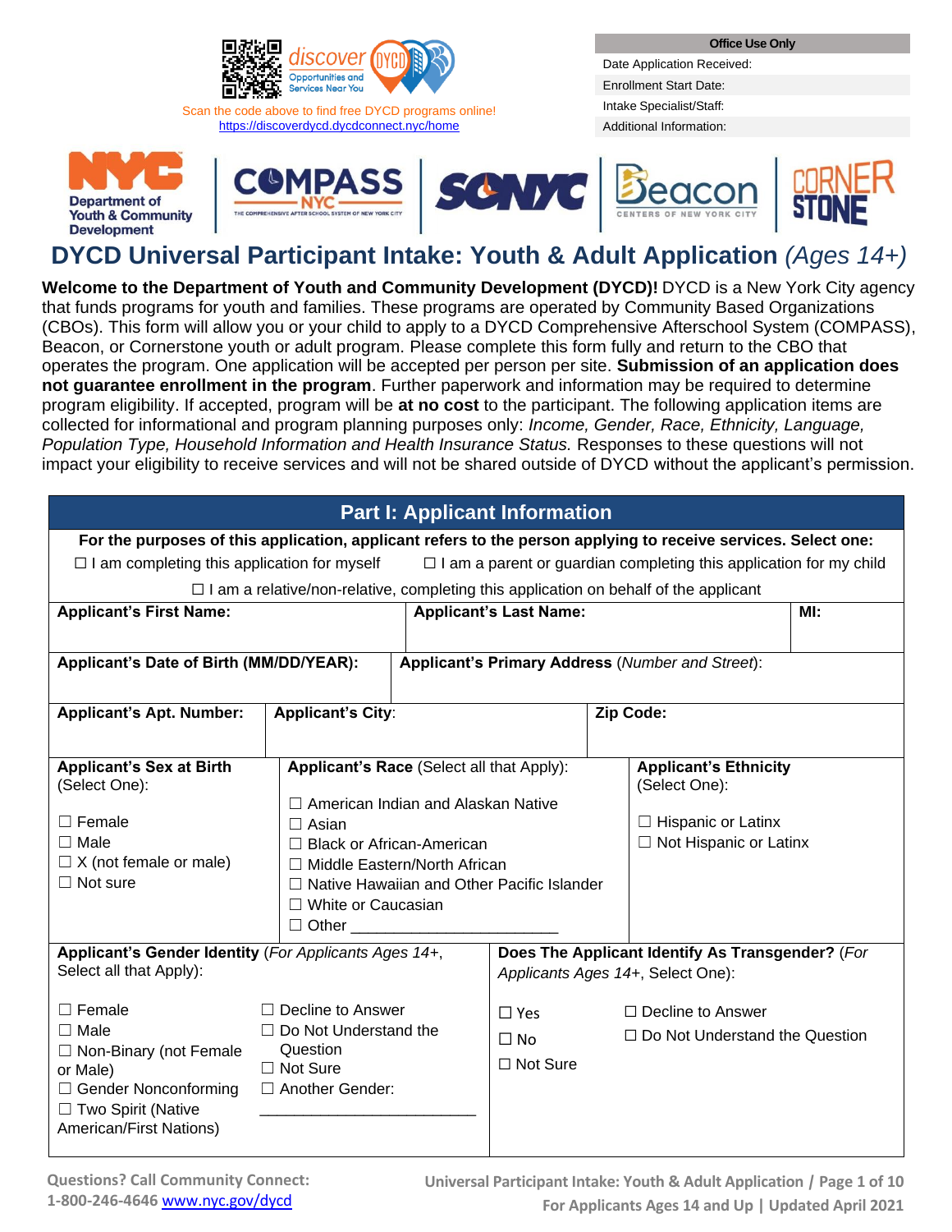Scan the code above to find free DYCD programs online!
https://discoverdycd.dycdconnect.nyc/home

| Office Use Only |
|---|
| Date Application Received: |
| Enrollment Start Date: |
| Intake Specialist/Staff: |
| Additional Information: |

# DYCD Universal Participant Intake: Youth & Adult Application *(Ages 14+)*

**Welcome to the Department of Youth and Community Development (DYCD)!** DYCD is a New York City agency that funds programs for youth and families. These programs are operated by Community Based Organizations (CBOs). This form will allow you or your child to apply to a DYCD Comprehensive Afterschool System (COMPASS), Beacon, or Cornerstone youth or adult program. Please complete this form fully and return to the CBO that operates the program. One application will be accepted per person per site. **Submission of an application does not guarantee enrollment in the program**. Further paperwork and information may be required to determine program eligibility. If accepted, program will be **at no cost** to the participant. The following application items are collected for informational and program planning purposes only: *Income, Gender, Race, Ethnicity, Language, Population Type, Household Information and Health Insurance Status.* Responses to these questions will not impact your eligibility to receive services and will not be shared outside of DYCD without the applicant's permission.

## Part I: Applicant Information

**For the purposes of this application, applicant refers to the person applying to receive services. Select one:**

☐ I am completing this application for myself ☐ I am a parent or guardian completing this application for my child

☐ I am a relative/non-relative, completing this application on behalf of the applicant

| **Applicant's First Name:** | **Applicant's Last Name:** | **MI:** |
|---|---|---|
| | | |

| **Applicant's Date of Birth (MM/DD/YEAR):** | **Applicant's Primary Address** (*Number and Street*): |
|---|---|
| | |

| **Applicant's Apt. Number:** | **Applicant's City**: | **Zip Code:** |
|---|---|---|
| | | |

| **Applicant's Sex at Birth** (Select One): | **Applicant's Race** (Select all that Apply): | **Applicant's Ethnicity** (Select One): |
|---|---|---|
| ☐ Female<br>☐ Male<br>☐ X (not female or male)<br>☐ Not sure | ☐ American Indian and Alaskan Native<br>☐ Asian<br>☐ Black or African-American<br>☐ Middle Eastern/North African<br>☐ Native Hawaiian and Other Pacific Islander<br>☐ White or Caucasian<br>☐ Other ________________________ | ☐ Hispanic or Latinx<br>☐ Not Hispanic or Latinx |

| **Applicant's Gender Identity** (*For Applicants Ages 14+*, Select all that Apply): | **Does The Applicant Identify As Transgender?** (*For Applicants Ages 14+*, Select One): |
|---|---|
| ☐ Female<br>☐ Male<br>☐ Non-Binary (not Female or Male)<br>☐ Gender Nonconforming<br>☐ Two Spirit (Native American/First Nations)<br>☐ Decline to Answer<br>☐ Do Not Understand the Question<br>☐ Not Sure<br>☐ Another Gender: ________________________ | ☐ Yes<br>☐ No<br>☐ Not Sure<br>☐ Decline to Answer<br>☐ Do Not Understand the Question |

Questions? Call Community Connect: 1-800-246-4646 www.nyc.gov/dycd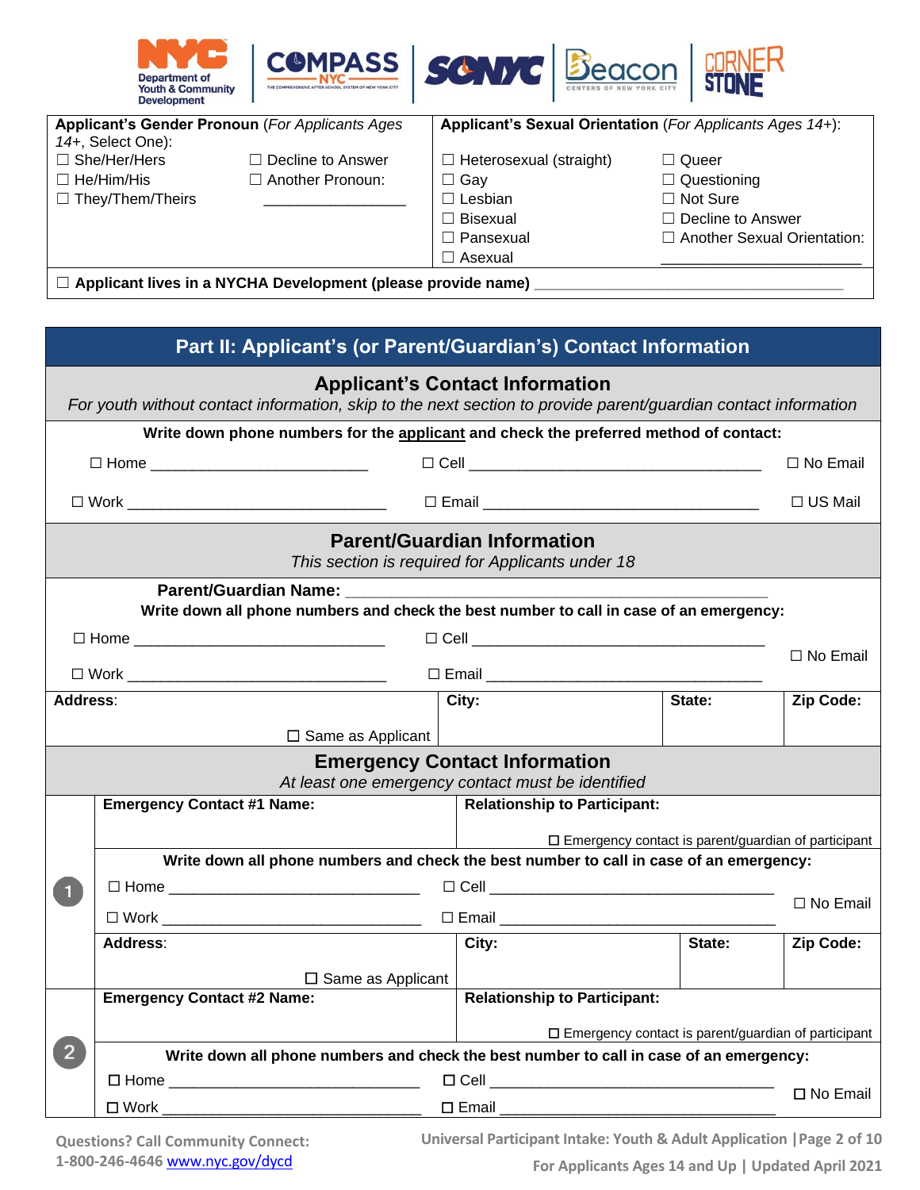NYC Department of Youth & Community Development | COMPASS NYC | SONYC | Beacon | CORNERSTONE

| **Applicant's Gender Pronoun** (*For Applicants Ages 14+*, Select One): | **Applicant's Sexual Orientation** (*For Applicants Ages 14+*): |
|---|---|
| ☐ She/Her/Hers ☐ Decline to Answer<br>☐ He/Him/His ☐ Another Pronoun: \_\_\_\_\_\_\_\_\_\_\_\_\_\_\_\_<br>☐ They/Them/Theirs | ☐ Heterosexual (straight) ☐ Queer<br>☐ Gay ☐ Questioning<br>☐ Lesbian ☐ Not Sure<br>☐ Bisexual ☐ Decline to Answer<br>☐ Pansexual ☐ Another Sexual Orientation: \_\_\_\_\_\_\_\_\_\_\_\_\_\_\_\_<br>☐ Asexual |

☐ **Applicant lives in a NYCHA Development (please provide name)** \_\_\_\_\_\_\_\_\_\_\_\_\_\_\_\_\_\_\_\_\_\_\_\_\_\_\_\_\_\_\_\_\_\_\_\_

## Part II: Applicant's (or Parent/Guardian's) Contact Information

### Applicant's Contact Information

*For youth without contact information, skip to the next section to provide parent/guardian contact information*

**Write down phone numbers for the applicant and check the preferred method of contact:**

☐ Home \_\_\_\_\_\_\_\_\_\_\_\_\_\_\_\_\_\_\_\_\_\_\_\_ ☐ Cell \_\_\_\_\_\_\_\_\_\_\_\_\_\_\_\_\_\_\_\_\_\_\_\_\_\_\_\_\_\_\_\_ ☐ No Email

☐ Work \_\_\_\_\_\_\_\_\_\_\_\_\_\_\_\_\_\_\_\_\_\_\_\_\_\_\_\_ ☐ Email \_\_\_\_\_\_\_\_\_\_\_\_\_\_\_\_\_\_\_\_\_\_\_\_\_\_\_\_\_ ☐ US Mail

### Parent/Guardian Information

*This section is required for Applicants under 18*

**Parent/Guardian Name:** \_\_\_\_\_\_\_\_\_\_\_\_\_\_\_\_\_\_\_\_\_\_\_\_\_\_\_\_\_\_\_\_\_\_\_\_\_\_\_\_\_\_\_\_

**Write down all phone numbers and check the best number to call in case of an emergency:**

☐ Home \_\_\_\_\_\_\_\_\_\_\_\_\_\_\_\_\_\_\_\_\_\_\_\_\_\_\_\_ ☐ Cell \_\_\_\_\_\_\_\_\_\_\_\_\_\_\_\_\_\_\_\_\_\_\_\_\_\_\_\_\_\_\_\_

☐ Work \_\_\_\_\_\_\_\_\_\_\_\_\_\_\_\_\_\_\_\_\_\_\_\_\_\_\_\_ ☐ Email \_\_\_\_\_\_\_\_\_\_\_\_\_\_\_\_\_\_\_\_\_\_\_\_\_\_\_\_\_\_ ☐ No Email

| **Address**: | **City:** | **State:** | **Zip Code:** |
|---|---|---|---|
| ☐ Same as Applicant | | | |

### Emergency Contact Information

*At least one emergency contact must be identified*

**1**

| **Emergency Contact #1 Name:** | **Relationship to Participant:** |
|---|---|
| | ☐ Emergency contact is parent/guardian of participant |

**Write down all phone numbers and check the best number to call in case of an emergency:**

☐ Home \_\_\_\_\_\_\_\_\_\_\_\_\_\_\_\_\_\_\_\_\_\_\_\_\_\_\_\_ ☐ Cell \_\_\_\_\_\_\_\_\_\_\_\_\_\_\_\_\_\_\_\_\_\_\_\_\_\_\_\_\_\_\_\_

☐ Work \_\_\_\_\_\_\_\_\_\_\_\_\_\_\_\_\_\_\_\_\_\_\_\_\_\_\_\_ ☐ Email \_\_\_\_\_\_\_\_\_\_\_\_\_\_\_\_\_\_\_\_\_\_\_\_\_\_\_\_\_\_ ☐ No Email

| **Address**: | **City:** | **State:** | **Zip Code:** |
|---|---|---|---|
| ☐ Same as Applicant | | | |

**2**

| **Emergency Contact #2 Name:** | **Relationship to Participant:** |
|---|---|
| | ☐ Emergency contact is parent/guardian of participant |

**Write down all phone numbers and check the best number to call in case of an emergency:**

☐ Home \_\_\_\_\_\_\_\_\_\_\_\_\_\_\_\_\_\_\_\_\_\_\_\_\_\_\_\_ ☐ Cell \_\_\_\_\_\_\_\_\_\_\_\_\_\_\_\_\_\_\_\_\_\_\_\_\_\_\_\_\_\_\_\_

☐ Work \_\_\_\_\_\_\_\_\_\_\_\_\_\_\_\_\_\_\_\_\_\_\_\_\_\_\_\_ ☐ Email \_\_\_\_\_\_\_\_\_\_\_\_\_\_\_\_\_\_\_\_\_\_\_\_\_\_\_\_\_\_ ☐ No Email

Questions? Call Community Connect: 1-800-246-4646 www.nyc.gov/dycd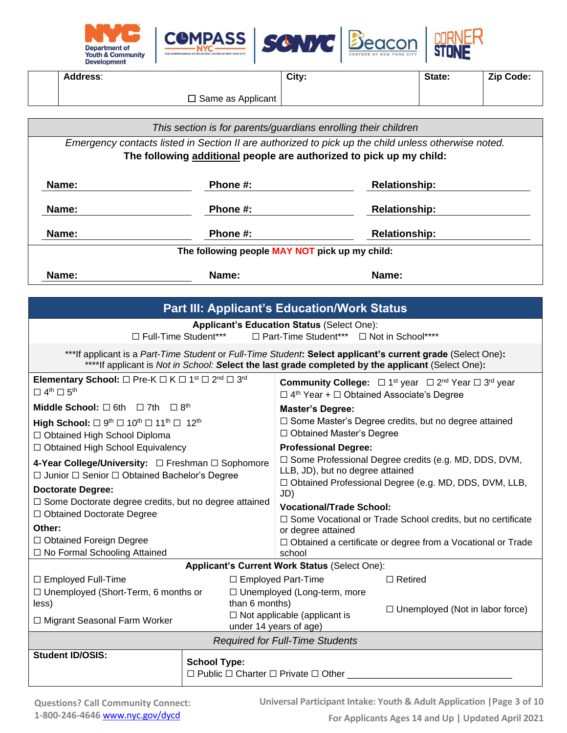Department of Youth & Community Development | COMPASS NYC | SONYC | Beacon | Cornerstone

| | Address: | City: | State: | Zip Code: |
|---|---|---|---|---|
| | ☐ Same as Applicant | | | |

*This section is for parents/guardians enrolling their children*

*Emergency contacts listed in Section II are authorized to pick up the child unless otherwise noted.*

**The following additional people are authorized to pick up my child:**

| Name: | Phone #: | Relationship: |
|---|---|---|
| Name: | Phone #: | Relationship: |
| Name: | Phone #: | Relationship: |

**The following people MAY NOT pick up my child:**

| Name: | Name: | Name: |
|---|---|---|

## Part III: Applicant's Education/Work Status

**Applicant's Education Status** (Select One):

☐ Full-Time Student*** ☐ Part-Time Student*** ☐ Not in School****

***If applicant is a *Part-Time Student* or *Full-Time Student*: **Select applicant's current grade** (Select One):

****If applicant is *Not in School:* **Select the last grade completed by the applicant** (Select One):

**Elementary School:** ☐ Pre-K ☐ K ☐ 1st ☐ 2nd ☐ 3rd ☐ 4th ☐ 5th

**Middle School:** ☐ 6th ☐ 7th ☐ 8th

**High School:** ☐ 9th ☐ 10th ☐ 11th ☐ 12th
☐ Obtained High School Diploma
☐ Obtained High School Equivalency

**4-Year College/University:** ☐ Freshman ☐ Sophomore ☐ Junior ☐ Senior ☐ Obtained Bachelor's Degree

**Doctorate Degree:**
☐ Some Doctorate degree credits, but no degree attained
☐ Obtained Doctorate Degree

**Other:**
☐ Obtained Foreign Degree
☐ No Formal Schooling Attained

**Community College:** ☐ 1st year ☐ 2nd Year ☐ 3rd year ☐ 4th Year + ☐ Obtained Associate's Degree

**Master's Degree:**
☐ Some Master's Degree credits, but no degree attained
☐ Obtained Master's Degree

**Professional Degree:**
☐ Some Professional Degree credits (e.g. MD, DDS, DVM, LLB, JD), but no degree attained
☐ Obtained Professional Degree (e.g. MD, DDS, DVM, LLB, JD)

**Vocational/Trade School:**
☐ Some Vocational or Trade School credits, but no certificate or degree attained
☐ Obtained a certificate or degree from a Vocational or Trade school

**Applicant's Current Work Status** (Select One):

☐ Employed Full-Time
☐ Unemployed (Short-Term, 6 months or less)
☐ Migrant Seasonal Farm Worker
☐ Employed Part-Time
☐ Unemployed (Long-term, more than 6 months)
☐ Not applicable (applicant is under 14 years of age)
☐ Retired
☐ Unemployed (Not in labor force)

*Required for Full-Time Students*

| Student ID/OSIS: | School Type: ☐ Public ☐ Charter ☐ Private ☐ Other ______________________________ |
|---|---|

Questions? Call Community Connect: 1-800-246-4646 www.nyc.gov/dycd

Universal Participant Intake: Youth & Adult Application | For Applicants Ages 14 and Up | Updated April 2021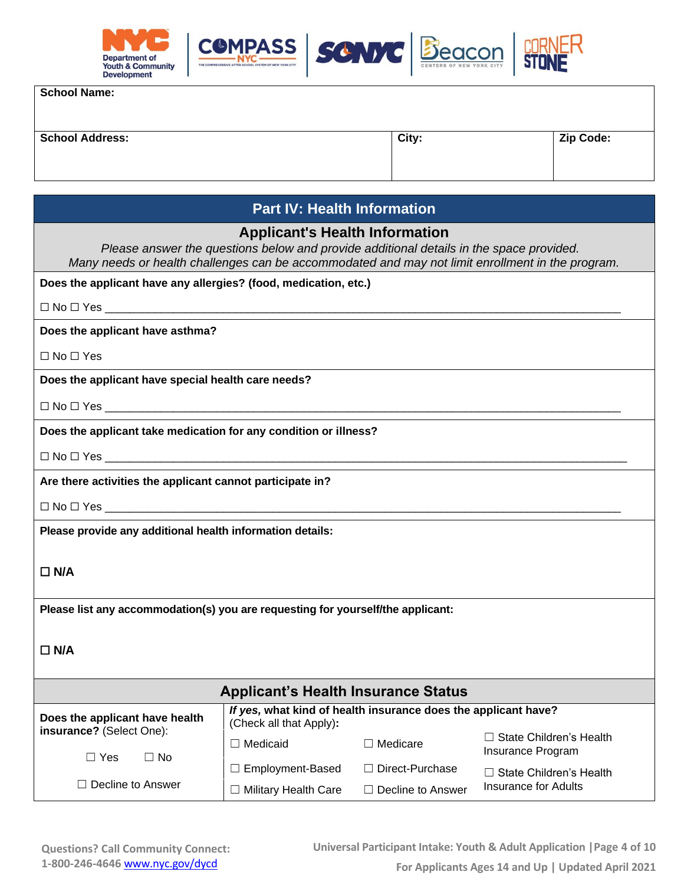| School Name: | | |
|---|---|---|
| **School Address:** | **City:** | **Zip Code:** |

## Part IV: Health Information

### Applicant's Health Information

*Please answer the questions below and provide additional details in the space provided.*
*Many needs or health challenges can be accommodated and may not limit enrollment in the program.*

**Does the applicant have any allergies? (food, medication, etc.)**

☐ No ☐ Yes ________________________________________________________________________________

**Does the applicant have asthma?**

☐ No ☐ Yes

**Does the applicant have special health care needs?**

☐ No ☐ Yes ________________________________________________________________________________

**Does the applicant take medication for any condition or illness?**

☐ No ☐ Yes ________________________________________________________________________________

**Are there activities the applicant cannot participate in?**

☐ No ☐ Yes ________________________________________________________________________________

**Please provide any additional health information details:**

**☐ N/A**

**Please list any accommodation(s) you are requesting for yourself/the applicant:**

**☐ N/A**

### Applicant's Health Insurance Status

| **Does the applicant have health insurance?** (Select One): | ***If yes,* what kind of health insurance does the applicant have?** (Check all that Apply)**:** | | |
|---|---|---|---|
| ☐ Yes ☐ No | ☐ Medicaid | ☐ Medicare | ☐ State Children's Health Insurance Program |
| | ☐ Employment-Based | ☐ Direct-Purchase | ☐ State Children's Health Insurance for Adults |
| ☐ Decline to Answer | ☐ Military Health Care | ☐ Decline to Answer | |

Questions? Call Community Connect: 1-800-246-4646 www.nyc.gov/dycd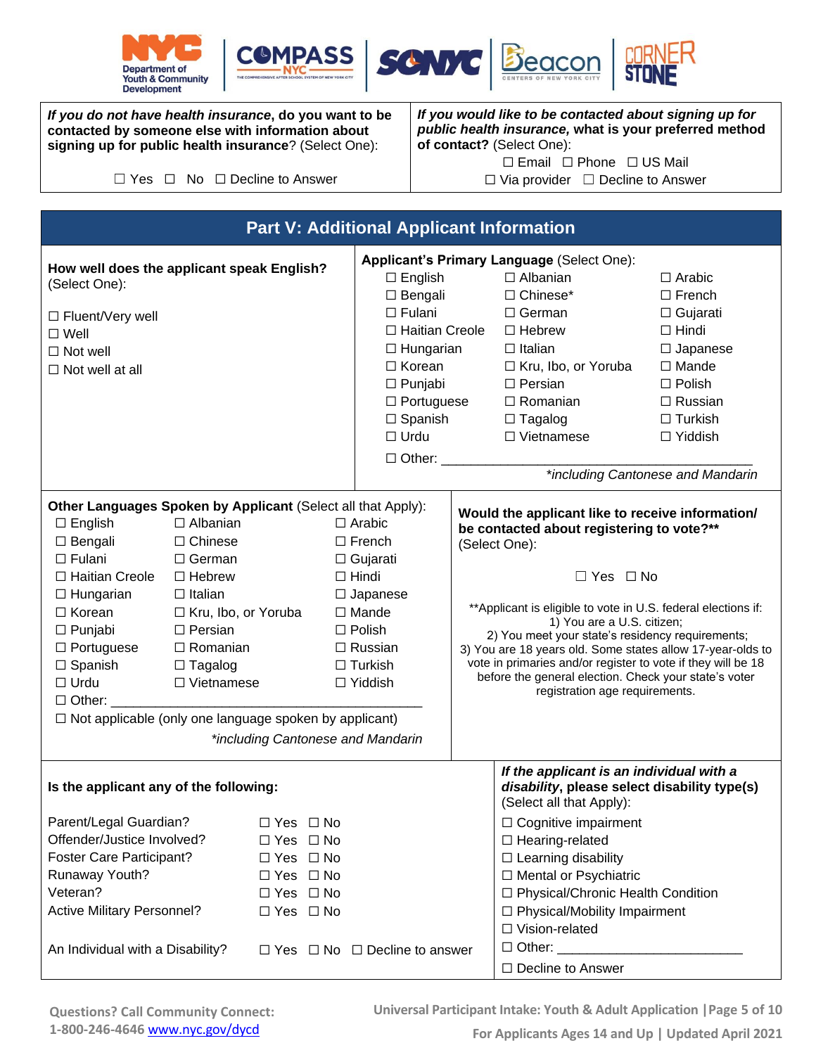**Department of Youth & Community Development** | COMPASS NYC | SONYC | Beacon | CORNERSTONE

| ***If you do not have health insurance*, do you want to be contacted by someone else with information about signing up for public health insurance?** (Select One): | ***If you would like to be contacted about signing up for public health insurance,* what is your preferred method of contact?** (Select One): |
|---|---|
| ☐ Yes ☐ No ☐ Decline to Answer | ☐ Email ☐ Phone ☐ US Mail ☐ Via provider ☐ Decline to Answer |

## Part V: Additional Applicant Information

**How well does the applicant speak English?** (Select One):

☐ Fluent/Very well
☐ Well
☐ Not well
☐ Not well at all

**Applicant's Primary Language** (Select One):

| | | |
|---|---|---|
| ☐ English | ☐ Albanian | ☐ Arabic |
| ☐ Bengali | ☐ Chinese* | ☐ French |
| ☐ Fulani | ☐ German | ☐ Gujarati |
| ☐ Haitian Creole | ☐ Hebrew | ☐ Hindi |
| ☐ Hungarian | ☐ Italian | ☐ Japanese |
| ☐ Korean | ☐ Kru, Ibo, or Yoruba | ☐ Mande |
| ☐ Punjabi | ☐ Persian | ☐ Polish |
| ☐ Portuguese | ☐ Romanian | ☐ Russian |
| ☐ Spanish | ☐ Tagalog | ☐ Turkish |
| ☐ Urdu | ☐ Vietnamese | ☐ Yiddish |

☐ Other: ____________________________________________

*\*including Cantonese and Mandarin*

**Other Languages Spoken by Applicant** (Select all that Apply):

| | | |
|---|---|---|
| ☐ English | ☐ Albanian | ☐ Arabic |
| ☐ Bengali | ☐ Chinese | ☐ French |
| ☐ Fulani | ☐ German | ☐ Gujarati |
| ☐ Haitian Creole | ☐ Hebrew | ☐ Hindi |
| ☐ Hungarian | ☐ Italian | ☐ Japanese |
| ☐ Korean | ☐ Kru, Ibo, or Yoruba | ☐ Mande |
| ☐ Punjabi | ☐ Persian | ☐ Polish |
| ☐ Portuguese | ☐ Romanian | ☐ Russian |
| ☐ Spanish | ☐ Tagalog | ☐ Turkish |
| ☐ Urdu | ☐ Vietnamese | ☐ Yiddish |

☐ Other: ____________________________________________

☐ Not applicable (only one language spoken by applicant)

*\*including Cantonese and Mandarin*

**Would the applicant like to receive information/ be contacted about registering to vote?\*\*** (Select One):

☐ Yes ☐ No

\*\*Applicant is eligible to vote in U.S. federal elections if:
1) You are a U.S. citizen;
2) You meet your state's residency requirements;
3) You are 18 years old. Some states allow 17-year-olds to vote in primaries and/or register to vote if they will be 18 before the general election. Check your state's voter registration age requirements.

**Is the applicant any of the following:**

| | |
|---|---|
| Parent/Legal Guardian? | ☐ Yes ☐ No |
| Offender/Justice Involved? | ☐ Yes ☐ No |
| Foster Care Participant? | ☐ Yes ☐ No |
| Runaway Youth? | ☐ Yes ☐ No |
| Veteran? | ☐ Yes ☐ No |
| Active Military Personnel? | ☐ Yes ☐ No |
| An Individual with a Disability? | ☐ Yes ☐ No ☐ Decline to answer |

***If the applicant is an individual with a disability*, please select disability type(s)** (Select all that Apply):

☐ Cognitive impairment
☐ Hearing-related
☐ Learning disability
☐ Mental or Psychiatric
☐ Physical/Chronic Health Condition
☐ Physical/Mobility Impairment
☐ Vision-related
☐ Other: ________________________
☐ Decline to Answer

Questions? Call Community Connect: 1-800-246-4646 www.nyc.gov/dycd

Universal Participant Intake: Youth & Adult Application | For Applicants Ages 14 and Up | Updated April 2021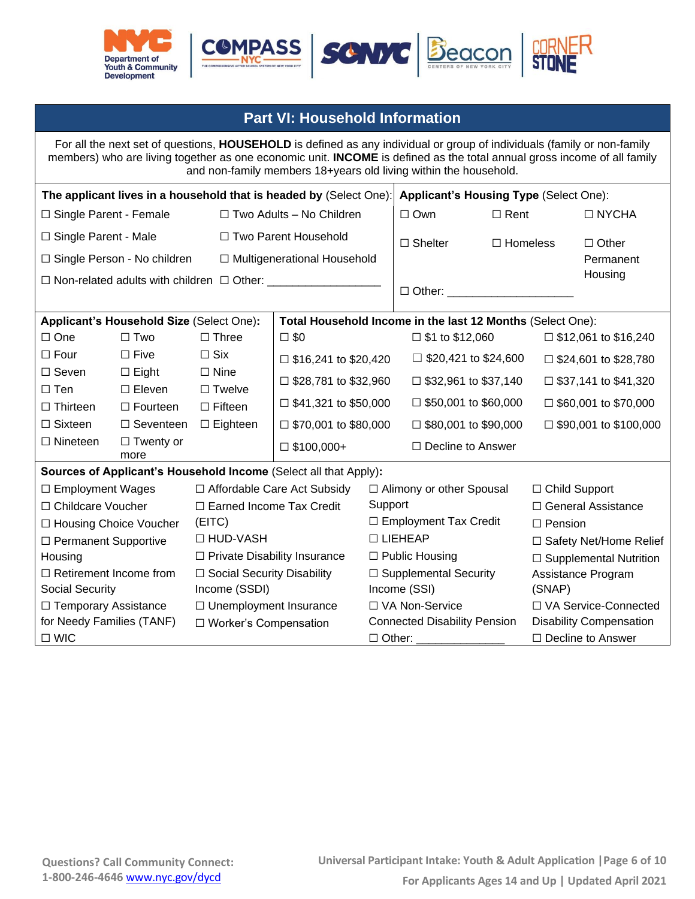## Part VI: Household Information

For all the next set of questions, **HOUSEHOLD** is defined as any individual or group of individuals (family or non-family members) who are living together as one economic unit. **INCOME** is defined as the total annual gross income of all family and non-family members 18+years old living within the household.

**The applicant lives in a household that is headed by** (Select One):

- ☐ Single Parent - Female
- ☐ Two Adults – No Children
- ☐ Single Parent - Male
- ☐ Two Parent Household
- ☐ Single Person - No children
- ☐ Multigenerational Household
- ☐ Non-related adults with children
- ☐ Other: ___________________

**Applicant's Housing Type** (Select One):

- ☐ Own
- ☐ Rent
- ☐ NYCHA
- ☐ Shelter
- ☐ Homeless
- ☐ Other Permanent Housing
- ☐ Other: ____________________

**Applicant's Household Size** (Select One)**:**

| | | |
|---|---|---|
| ☐ One | ☐ Two | ☐ Three |
| ☐ Four | ☐ Five | ☐ Six |
| ☐ Seven | ☐ Eight | ☐ Nine |
| ☐ Ten | ☐ Eleven | ☐ Twelve |
| ☐ Thirteen | ☐ Fourteen | ☐ Fifteen |
| ☐ Sixteen | ☐ Seventeen | ☐ Eighteen |
| ☐ Nineteen | ☐ Twenty or more | |

**Total Household Income in the last 12 Months** (Select One):

| | | |
|---|---|---|
| ☐ $0 | ☐ $1 to $12,060 | ☐ $12,061 to $16,240 |
| ☐ $16,241 to $20,420 | ☐ $20,421 to $24,600 | ☐ $24,601 to $28,780 |
| ☐ $28,781 to $32,960 | ☐ $32,961 to $37,140 | ☐ $37,141 to $41,320 |
| ☐ $41,321 to $50,000 | ☐ $50,001 to $60,000 | ☐ $60,001 to $70,000 |
| ☐ $70,001 to $80,000 | ☐ $80,001 to $90,000 | ☐ $90,001 to $100,000 |
| ☐ $100,000+ | ☐ Decline to Answer | |

**Sources of Applicant's Household Income** (Select all that Apply)**:**

| | | | |
|---|---|---|---|
| ☐ Employment Wages | ☐ Affordable Care Act Subsidy | ☐ Alimony or other Spousal Support | ☐ Child Support |
| ☐ Childcare Voucher | ☐ Earned Income Tax Credit (EITC) | ☐ Employment Tax Credit | ☐ General Assistance |
| ☐ Housing Choice Voucher | ☐ HUD-VASH | ☐ LIEHEAP | ☐ Pension |
| ☐ Permanent Supportive Housing | ☐ Private Disability Insurance | ☐ Public Housing | ☐ Safety Net/Home Relief |
| ☐ Retirement Income from Social Security | ☐ Social Security Disability Income (SSDI) | ☐ Supplemental Security Income (SSI) | ☐ Supplemental Nutrition Assistance Program (SNAP) |
| ☐ Temporary Assistance for Needy Families (TANF) | ☐ Unemployment Insurance | ☐ VA Non-Service Connected Disability Pension | ☐ VA Service-Connected Disability Compensation |
| ☐ WIC | ☐ Worker's Compensation | ☐ Other: ______________ | ☐ Decline to Answer |

Questions? Call Community Connect:
1-800-246-4646 www.nyc.gov/dycd

Universal Participant Intake: Youth & Adult Application
For Applicants Ages 14 and Up | Updated April 2021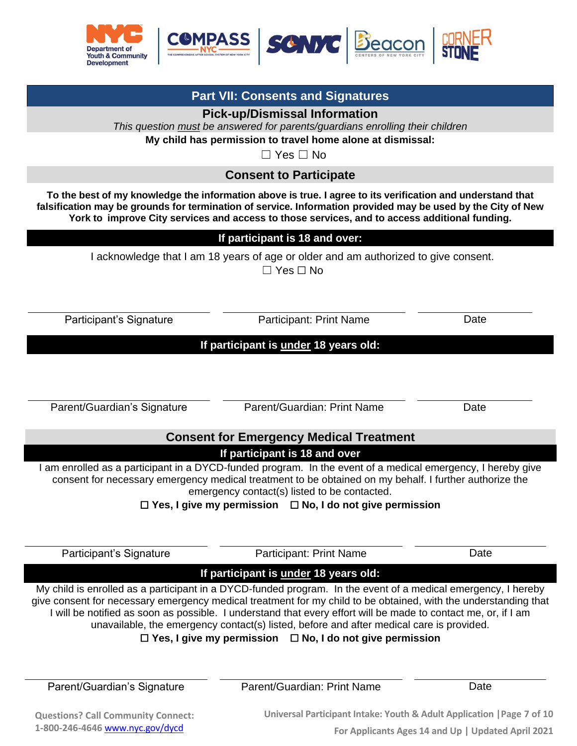## Part VII: Consents and Signatures

### Pick-up/Dismissal Information

*This question must be answered for parents/guardians enrolling their children*

**My child has permission to travel home alone at dismissal:**

☐ Yes ☐ No

### Consent to Participate

**To the best of my knowledge the information above is true. I agree to its verification and understand that falsification may be grounds for termination of service. Information provided may be used by the City of New York to improve City services and access to those services, and to access additional funding.**

**If participant is 18 and over:**

I acknowledge that I am 18 years of age or older and am authorized to give consent.

☐ Yes ☐ No

| Participant's Signature | Participant: Print Name | Date |
|---|---|---|

**If participant is under 18 years old:**

| Parent/Guardian's Signature | Parent/Guardian: Print Name | Date |
|---|---|---|

### Consent for Emergency Medical Treatment

**If participant is 18 and over**

I am enrolled as a participant in a DYCD-funded program. In the event of a medical emergency, I hereby give consent for necessary emergency medical treatment to be obtained on my behalf. I further authorize the emergency contact(s) listed to be contacted.

**☐ Yes, I give my permission** **☐ No, I do not give permission**

| Participant's Signature | Participant: Print Name | Date |
|---|---|---|

**If participant is under 18 years old:**

My child is enrolled as a participant in a DYCD-funded program. In the event of a medical emergency, I hereby give consent for necessary emergency medical treatment for my child to be obtained, with the understanding that I will be notified as soon as possible. I understand that every effort will be made to contact me, or, if I am unavailable, the emergency contact(s) listed, before and after medical care is provided.

**☐ Yes, I give my permission** **☐ No, I do not give permission**

| Parent/Guardian's Signature | Parent/Guardian: Print Name | Date |
|---|---|---|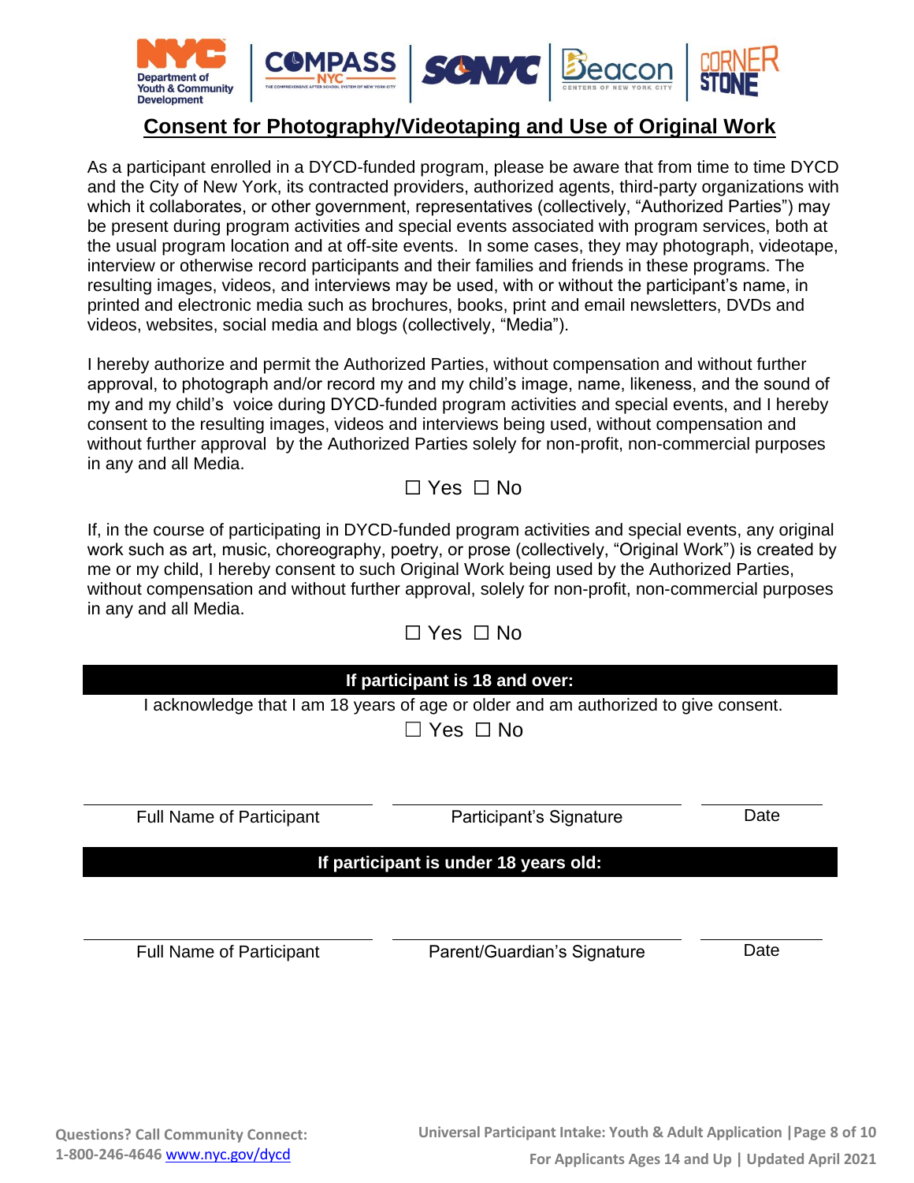## Consent for Photography/Videotaping and Use of Original Work

As a participant enrolled in a DYCD-funded program, please be aware that from time to time DYCD and the City of New York, its contracted providers, authorized agents, third-party organizations with which it collaborates, or other government, representatives (collectively, "Authorized Parties") may be present during program activities and special events associated with program services, both at the usual program location and at off-site events. In some cases, they may photograph, videotape, interview or otherwise record participants and their families and friends in these programs. The resulting images, videos, and interviews may be used, with or without the participant's name, in printed and electronic media such as brochures, books, print and email newsletters, DVDs and videos, websites, social media and blogs (collectively, "Media").

I hereby authorize and permit the Authorized Parties, without compensation and without further approval, to photograph and/or record my and my child's image, name, likeness, and the sound of my and my child's voice during DYCD-funded program activities and special events, and I hereby consent to the resulting images, videos and interviews being used, without compensation and without further approval by the Authorized Parties solely for non-profit, non-commercial purposes in any and all Media.

☐ Yes ☐ No

If, in the course of participating in DYCD-funded program activities and special events, any original work such as art, music, choreography, poetry, or prose (collectively, "Original Work") is created by me or my child, I hereby consent to such Original Work being used by the Authorized Parties, without compensation and without further approval, solely for non-profit, non-commercial purposes in any and all Media.

☐ Yes ☐ No

**If participant is 18 and over:**

I acknowledge that I am 18 years of age or older and am authorized to give consent.

☐ Yes ☐ No

| Full Name of Participant | Participant's Signature | Date |
|---|---|---|
| | | |

**If participant is under 18 years old:**

| Full Name of Participant | Parent/Guardian's Signature | Date |
|---|---|---|
| | | |

Questions? Call Community Connect: 1-800-246-4646 www.nyc.gov/dycd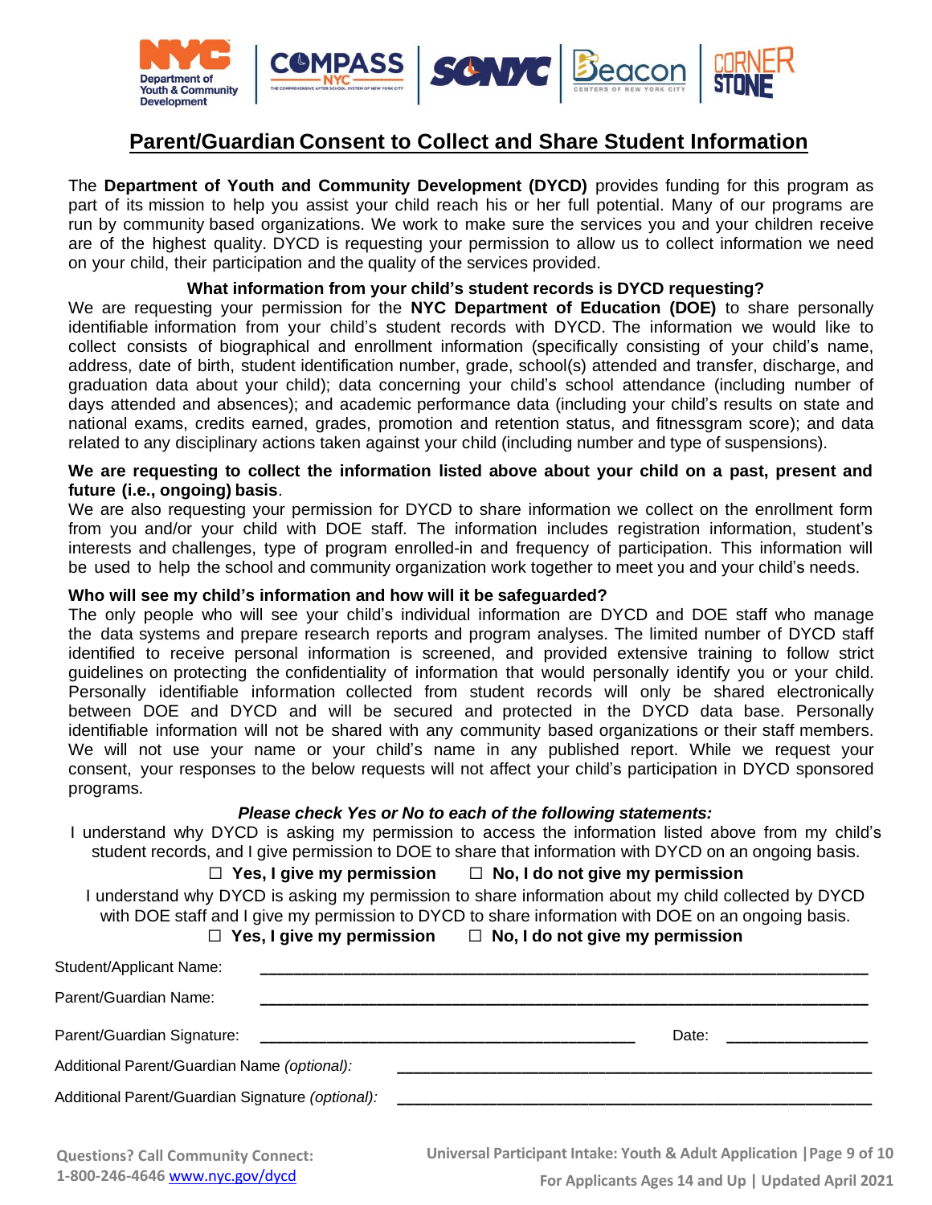# Parent/Guardian Consent to Collect and Share Student Information

The **Department of Youth and Community Development (DYCD)** provides funding for this program as part of its mission to help you assist your child reach his or her full potential. Many of our programs are run by community based organizations. We work to make sure the services you and your children receive are of the highest quality. DYCD is requesting your permission to allow us to collect information we need on your child, their participation and the quality of the services provided.

**What information from your child's student records is DYCD requesting?**

We are requesting your permission for the **NYC Department of Education (DOE)** to share personally identifiable information from your child's student records with DYCD. The information we would like to collect consists of biographical and enrollment information (specifically consisting of your child's name, address, date of birth, student identification number, grade, school(s) attended and transfer, discharge, and graduation data about your child); data concerning your child's school attendance (including number of days attended and absences); and academic performance data (including your child's results on state and national exams, credits earned, grades, promotion and retention status, and fitnessgram score); and data related to any disciplinary actions taken against your child (including number and type of suspensions).

**We are requesting to collect the information listed above about your child on a past, present and future (i.e., ongoing) basis**.

We are also requesting your permission for DYCD to share information we collect on the enrollment form from you and/or your child with DOE staff. The information includes registration information, student's interests and challenges, type of program enrolled-in and frequency of participation. This information will be used to help the school and community organization work together to meet you and your child's needs.

**Who will see my child's information and how will it be safeguarded?**

The only people who will see your child's individual information are DYCD and DOE staff who manage the data systems and prepare research reports and program analyses. The limited number of DYCD staff identified to receive personal information is screened, and provided extensive training to follow strict guidelines on protecting the confidentiality of information that would personally identify you or your child. Personally identifiable information collected from student records will only be shared electronically between DOE and DYCD and will be secured and protected in the DYCD data base. Personally identifiable information will not be shared with any community based organizations or their staff members. We will not use your name or your child's name in any published report. While we request your consent, your responses to the below requests will not affect your child's participation in DYCD sponsored programs.

***Please check Yes or No to each of the following statements:***

I understand why DYCD is asking my permission to access the information listed above from my child's student records, and I give permission to DOE to share that information with DYCD on an ongoing basis.

☐ **Yes, I give my permission** ☐ **No, I do not give my permission**

I understand why DYCD is asking my permission to share information about my child collected by DYCD with DOE staff and I give my permission to DYCD to share information with DOE on an ongoing basis.

☐ **Yes, I give my permission** ☐ **No, I do not give my permission**

Student/Applicant Name: ____________________________________________

Parent/Guardian Name: ____________________________________________

Parent/Guardian Signature: ______________________________ Date: ______________

Additional Parent/Guardian Name *(optional)*: ______________________________________

Additional Parent/Guardian Signature *(optional)*: ______________________________________

**Questions? Call Community Connect: 1-800-246-4646** www.nyc.gov/dycd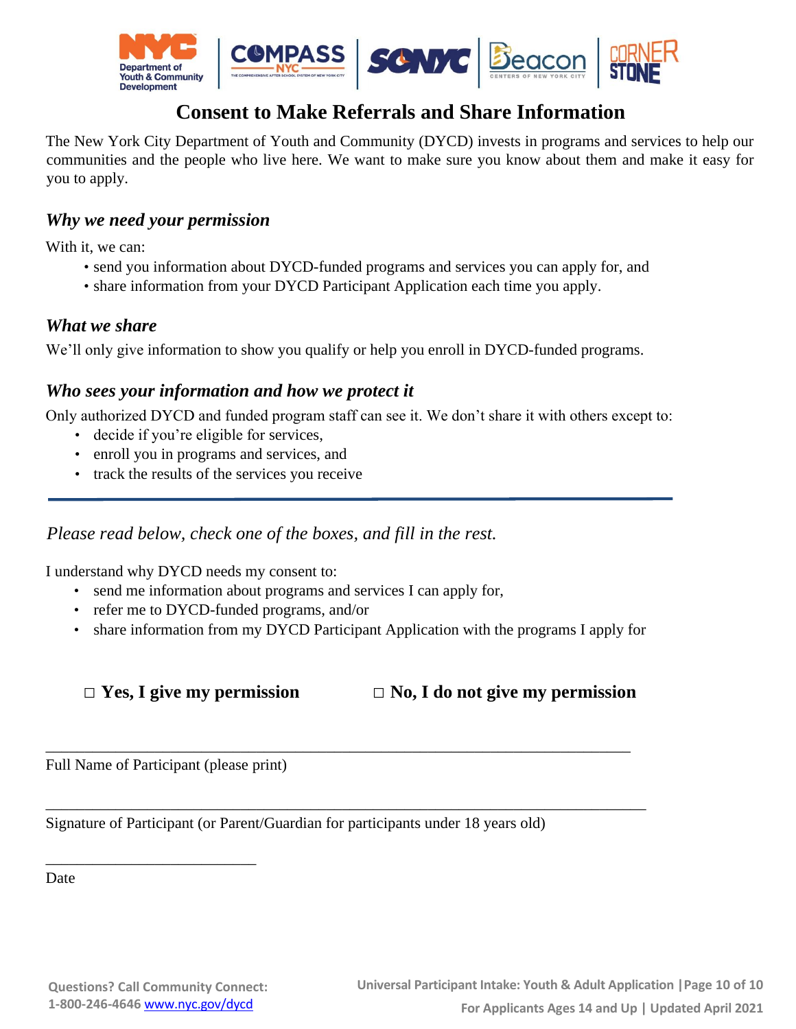# Consent to Make Referrals and Share Information

The New York City Department of Youth and Community (DYCD) invests in programs and services to help our communities and the people who live here. We want to make sure you know about them and make it easy for you to apply.

### *Why we need your permission*

With it, we can:

- send you information about DYCD-funded programs and services you can apply for, and
- share information from your DYCD Participant Application each time you apply.

### *What we share*

We'll only give information to show you qualify or help you enroll in DYCD-funded programs.

### *Who sees your information and how we protect it*

Only authorized DYCD and funded program staff can see it. We don't share it with others except to:

- decide if you're eligible for services,
- enroll you in programs and services, and
- track the results of the services you receive

---

*Please read below, check one of the boxes, and fill in the rest.*

I understand why DYCD needs my consent to:

- send me information about programs and services I can apply for,
- refer me to DYCD-funded programs, and/or
- share information from my DYCD Participant Application with the programs I apply for

□ **Yes, I give my permission** □ **No, I do not give my permission**

\_\_\_\_\_\_\_\_\_\_\_\_\_\_\_\_\_\_\_\_\_\_\_\_\_\_\_\_\_\_\_\_\_\_\_\_\_\_\_\_\_\_\_\_\_\_\_\_\_\_\_\_\_\_\_\_\_\_\_\_\_\_\_\_

Full Name of Participant (please print)

\_\_\_\_\_\_\_\_\_\_\_\_\_\_\_\_\_\_\_\_\_\_\_\_\_\_\_\_\_\_\_\_\_\_\_\_\_\_\_\_\_\_\_\_\_\_\_\_\_\_\_\_\_\_\_\_\_\_\_\_\_\_\_\_

Signature of Participant (or Parent/Guardian for participants under 18 years old)

\_\_\_\_\_\_\_\_\_\_\_\_\_\_\_\_\_\_\_\_\_\_\_\_

Date

Questions? Call Community Connect: 1-800-246-4646 www.nyc.gov/dycd